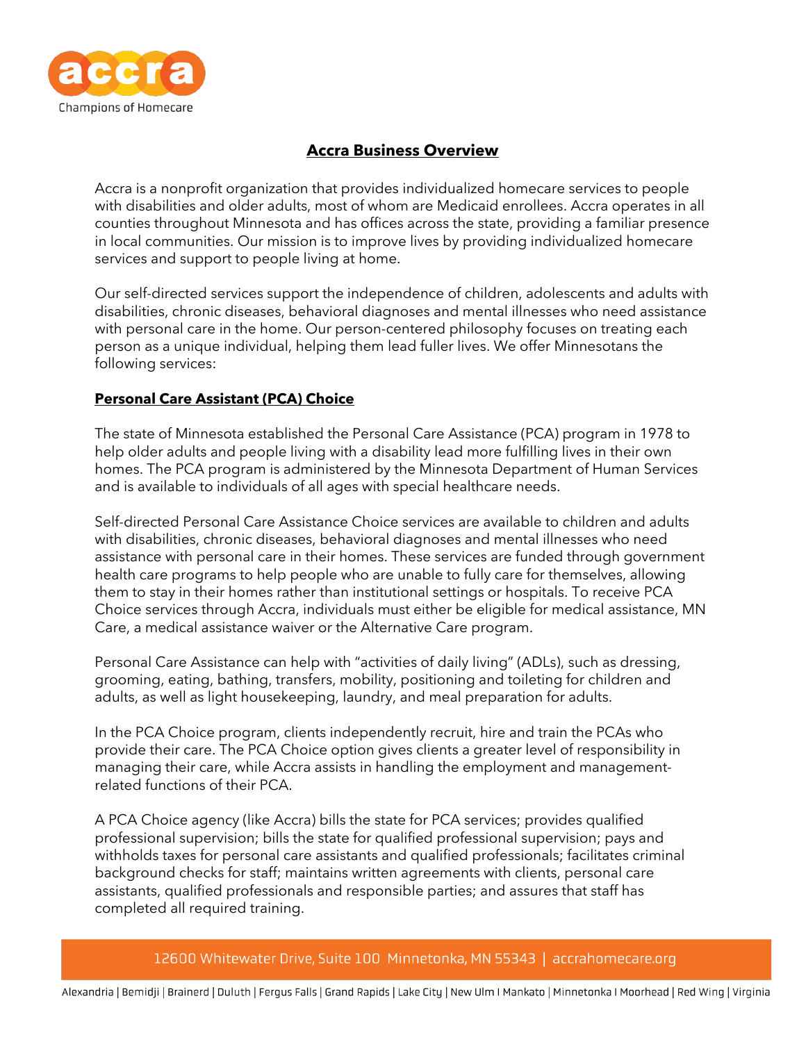# Accra Business Overview

Accra is a nonprofit organization that provides individualized homecare services to people with disabilities and older adults, most of whom are Medicaid enrollees. Accra operates in all counties throughout Minnesota and has offices across the state, providing a familiar presence in local communities. Our mission is to improve lives by providing individualized homecare services and support to people living at home.

Our self-directed services support the independence of children, adolescents and adults with disabilities, chronic diseases, behavioral diagnoses and mental illnesses who need assistance with personal care in the home. Our person-centered philosophy focuses on treating each person as a unique individual, helping them lead fuller lives. We offer Minnesotans the following services:

## Personal Care Assistant (PCA) Choice

The state of Minnesota established the Personal Care Assistance (PCA) program in 1978 to help older adults and people living with a disability lead more fulfilling lives in their own homes. The PCA program is administered by the Minnesota Department of Human Services and is available to individuals of all ages with special healthcare needs.

Self-directed Personal Care Assistance Choice services are available to children and adults with disabilities, chronic diseases, behavioral diagnoses and mental illnesses who need assistance with personal care in their homes. These services are funded through government health care programs to help people who are unable to fully care for themselves, allowing them to stay in their homes rather than institutional settings or hospitals. To receive PCA Choice services through Accra, individuals must either be eligible for medical assistance, MN Care, a medical assistance waiver or the Alternative Care program.

Personal Care Assistance can help with "activities of daily living" (ADLs), such as dressing, grooming, eating, bathing, transfers, mobility, positioning and toileting for children and adults, as well as light housekeeping, laundry, and meal preparation for adults.

In the PCA Choice program, clients independently recruit, hire and train the PCAs who provide their care. The PCA Choice option gives clients a greater level of responsibility in managing their care, while Accra assists in handling the employment and management-related functions of their PCA.

A PCA Choice agency (like Accra) bills the state for PCA services; provides qualified professional supervision; bills the state for qualified professional supervision; pays and withholds taxes for personal care assistants and qualified professionals; facilitates criminal background checks for staff; maintains written agreements with clients, personal care assistants, qualified professionals and responsible parties; and assures that staff has completed all required training.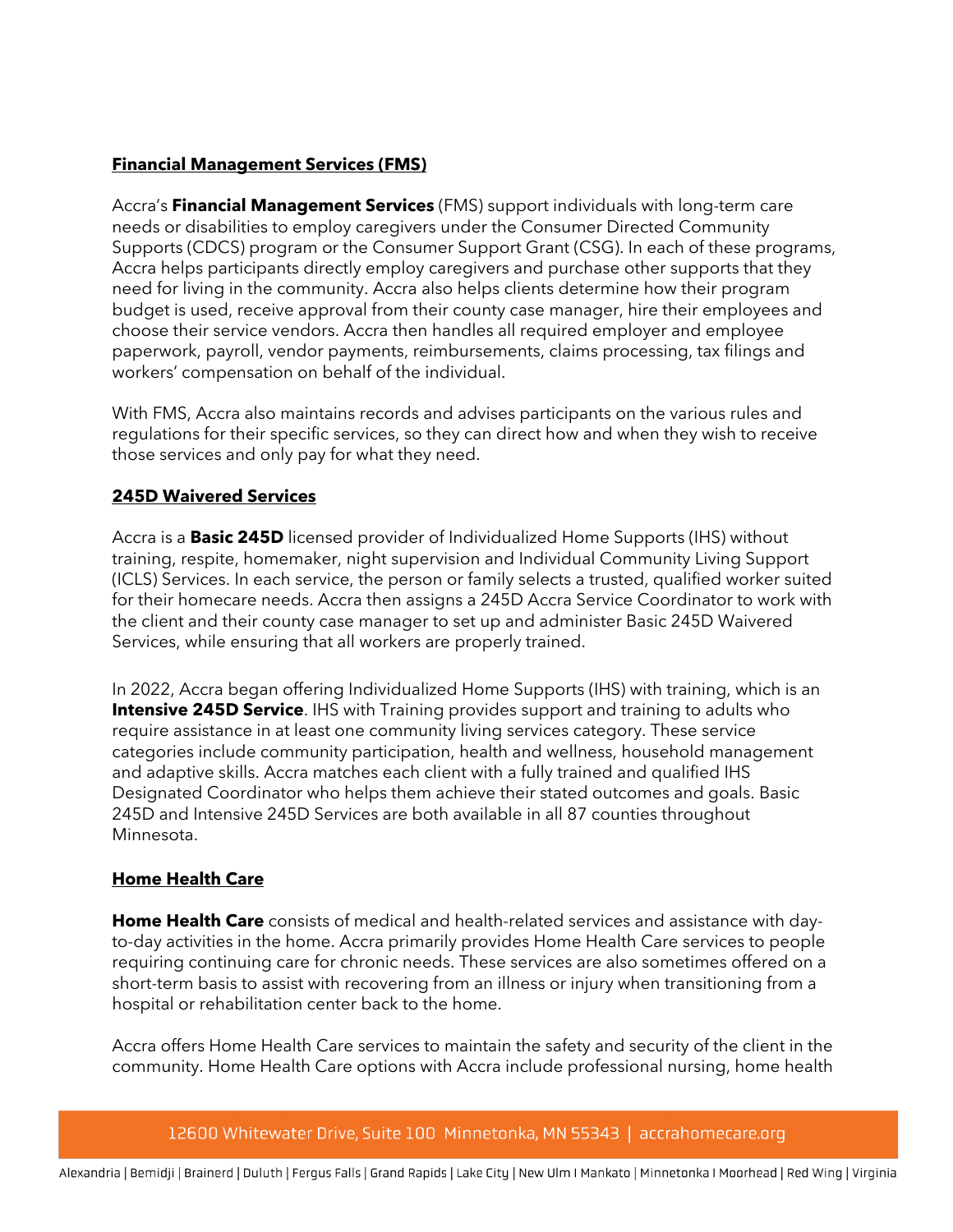**Financial Management Services (FMS)**

Accra's **Financial Management Services** (FMS) support individuals with long-term care needs or disabilities to employ caregivers under the Consumer Directed Community Supports (CDCS) program or the Consumer Support Grant (CSG). In each of these programs, Accra helps participants directly employ caregivers and purchase other supports that they need for living in the community. Accra also helps clients determine how their program budget is used, receive approval from their county case manager, hire their employees and choose their service vendors. Accra then handles all required employer and employee paperwork, payroll, vendor payments, reimbursements, claims processing, tax filings and workers' compensation on behalf of the individual.

With FMS, Accra also maintains records and advises participants on the various rules and regulations for their specific services, so they can direct how and when they wish to receive those services and only pay for what they need.

**245D Waivered Services**

Accra is a **Basic 245D** licensed provider of Individualized Home Supports (IHS) without training, respite, homemaker, night supervision and Individual Community Living Support (ICLS) Services. In each service, the person or family selects a trusted, qualified worker suited for their homecare needs. Accra then assigns a 245D Accra Service Coordinator to work with the client and their county case manager to set up and administer Basic 245D Waivered Services, while ensuring that all workers are properly trained.

In 2022, Accra began offering Individualized Home Supports (IHS) with training, which is an **Intensive 245D Service**. IHS with Training provides support and training to adults who require assistance in at least one community living services category. These service categories include community participation, health and wellness, household management and adaptive skills. Accra matches each client with a fully trained and qualified IHS Designated Coordinator who helps them achieve their stated outcomes and goals. Basic 245D and Intensive 245D Services are both available in all 87 counties throughout Minnesota.

**Home Health Care**

**Home Health Care** consists of medical and health-related services and assistance with day-to-day activities in the home. Accra primarily provides Home Health Care services to people requiring continuing care for chronic needs. These services are also sometimes offered on a short-term basis to assist with recovering from an illness or injury when transitioning from a hospital or rehabilitation center back to the home.

Accra offers Home Health Care services to maintain the safety and security of the client in the community. Home Health Care options with Accra include professional nursing, home health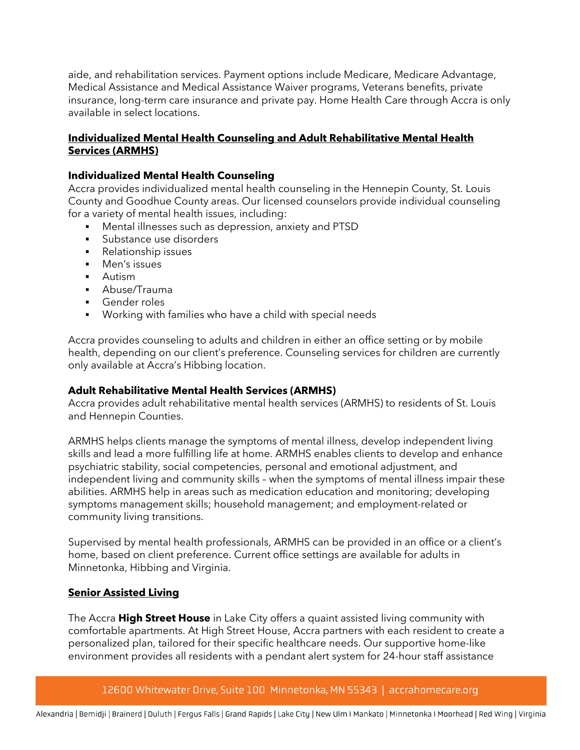aide, and rehabilitation services. Payment options include Medicare, Medicare Advantage, Medical Assistance and Medical Assistance Waiver programs, Veterans benefits, private insurance, long-term care insurance and private pay. Home Health Care through Accra is only available in select locations.

## **Individualized Mental Health Counseling and Adult Rehabilitative Mental Health Services (ARMHS)**

### Individualized Mental Health Counseling

Accra provides individualized mental health counseling in the Hennepin County, St. Louis County and Goodhue County areas. Our licensed counselors provide individual counseling for a variety of mental health issues, including:

- Mental illnesses such as depression, anxiety and PTSD
- Substance use disorders
- Relationship issues
- Men's issues
- Autism
- Abuse/Trauma
- Gender roles
- Working with families who have a child with special needs

Accra provides counseling to adults and children in either an office setting or by mobile health, depending on our client's preference. Counseling services for children are currently only available at Accra's Hibbing location.

### Adult Rehabilitative Mental Health Services (ARMHS)

Accra provides adult rehabilitative mental health services (ARMHS) to residents of St. Louis and Hennepin Counties.

ARMHS helps clients manage the symptoms of mental illness, develop independent living skills and lead a more fulfilling life at home. ARMHS enables clients to develop and enhance psychiatric stability, social competencies, personal and emotional adjustment, and independent living and community skills – when the symptoms of mental illness impair these abilities. ARMHS help in areas such as medication education and monitoring; developing symptoms management skills; household management; and employment-related or community living transitions.

Supervised by mental health professionals, ARMHS can be provided in an office or a client's home, based on client preference. Current office settings are available for adults in Minnetonka, Hibbing and Virginia.

## **Senior Assisted Living**

The Accra **High Street House** in Lake City offers a quaint assisted living community with comfortable apartments. At High Street House, Accra partners with each resident to create a personalized plan, tailored for their specific healthcare needs. Our supportive home-like environment provides all residents with a pendant alert system for 24-hour staff assistance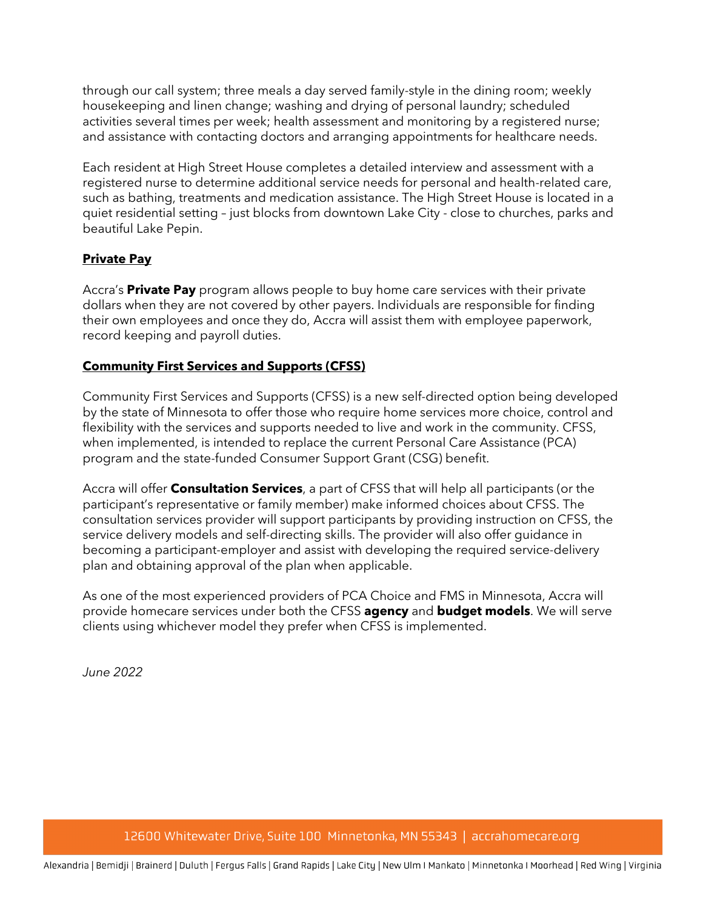through our call system; three meals a day served family-style in the dining room; weekly housekeeping and linen change; washing and drying of personal laundry; scheduled activities several times per week; health assessment and monitoring by a registered nurse; and assistance with contacting doctors and arranging appointments for healthcare needs.

Each resident at High Street House completes a detailed interview and assessment with a registered nurse to determine additional service needs for personal and health-related care, such as bathing, treatments and medication assistance. The High Street House is located in a quiet residential setting – just blocks from downtown Lake City - close to churches, parks and beautiful Lake Pepin.

**Private Pay**

Accra's **Private Pay** program allows people to buy home care services with their private dollars when they are not covered by other payers. Individuals are responsible for finding their own employees and once they do, Accra will assist them with employee paperwork, record keeping and payroll duties.

**Community First Services and Supports (CFSS)**

Community First Services and Supports (CFSS) is a new self-directed option being developed by the state of Minnesota to offer those who require home services more choice, control and flexibility with the services and supports needed to live and work in the community. CFSS, when implemented, is intended to replace the current Personal Care Assistance (PCA) program and the state-funded Consumer Support Grant (CSG) benefit.

Accra will offer **Consultation Services**, a part of CFSS that will help all participants (or the participant's representative or family member) make informed choices about CFSS. The consultation services provider will support participants by providing instruction on CFSS, the service delivery models and self-directing skills. The provider will also offer guidance in becoming a participant-employer and assist with developing the required service-delivery plan and obtaining approval of the plan when applicable.

As one of the most experienced providers of PCA Choice and FMS in Minnesota, Accra will provide homecare services under both the CFSS **agency** and **budget models**. We will serve clients using whichever model they prefer when CFSS is implemented.

*June 2022*